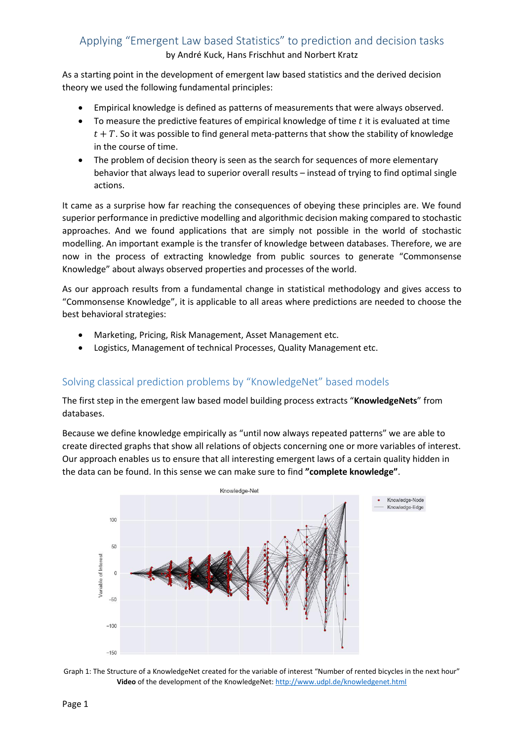# Applying "Emergent Law based Statistics" to prediction and decision tasks

by André Kuck, Hans Frischhut and Norbert Kratz

As a starting point in the development of emergent law based statistics and the derived decision theory we used the following fundamental principles:

- Empirical knowledge is defined as patterns of measurements that were always observed.
- To measure the predictive features of empirical knowledge of time $t$ it is evaluated at time $t + T$. So it was possible to find general meta-patterns that show the stability of knowledge in the course of time.
- The problem of decision theory is seen as the search for sequences of more elementary behavior that always lead to superior overall results – instead of trying to find optimal single actions.

It came as a surprise how far reaching the consequences of obeying these principles are. We found superior performance in predictive modelling and algorithmic decision making compared to stochastic approaches. And we found applications that are simply not possible in the world of stochastic modelling. An important example is the transfer of knowledge between databases. Therefore, we are now in the process of extracting knowledge from public sources to generate "Commonsense Knowledge" about always observed properties and processes of the world.

As our approach results from a fundamental change in statistical methodology and gives access to "Commonsense Knowledge", it is applicable to all areas where predictions are needed to choose the best behavioral strategies:

- Marketing, Pricing, Risk Management, Asset Management etc.
- Logistics, Management of technical Processes, Quality Management etc.

## Solving classical prediction problems by "KnowledgeNet" based models

The first step in the emergent law based model building process extracts "**KnowledgeNets**" from databases.

Because we define knowledge empirically as "until now always repeated patterns" we are able to create directed graphs that show all relations of objects concerning one or more variables of interest. Our approach enables us to ensure that all interesting emergent laws of a certain quality hidden in the data can be found. In this sense we can make sure to find **"complete knowledge"**.

Graph 1: The Structure of a KnowledgeNet created for the variable of interest "Number of rented bicycles in the next hour"
**Video** of the development of the KnowledgeNet: http://www.udpl.de/knowledgenet.html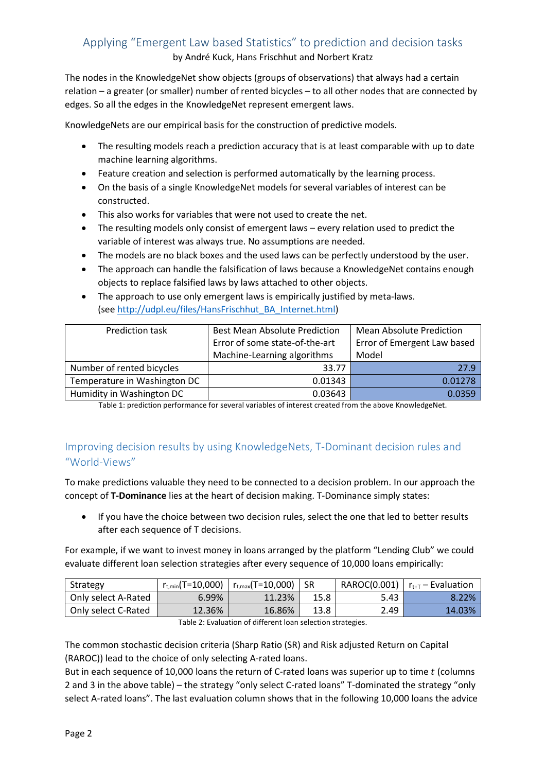## Applying "Emergent Law based Statistics" to prediction and decision tasks

by André Kuck, Hans Frischhut and Norbert Kratz

The nodes in the KnowledgeNet show objects (groups of observations) that always had a certain relation – a greater (or smaller) number of rented bicycles – to all other nodes that are connected by edges. So all the edges in the KnowledgeNet represent emergent laws.

KnowledgeNets are our empirical basis for the construction of predictive models.

- The resulting models reach a prediction accuracy that is at least comparable with up to date machine learning algorithms.
- Feature creation and selection is performed automatically by the learning process.
- On the basis of a single KnowledgeNet models for several variables of interest can be constructed.
- This also works for variables that were not used to create the net.
- The resulting models only consist of emergent laws – every relation used to predict the variable of interest was always true. No assumptions are needed.
- The models are no black boxes and the used laws can be perfectly understood by the user.
- The approach can handle the falsification of laws because a KnowledgeNet contains enough objects to replace falsified laws by laws attached to other objects.
- The approach to use only emergent laws is empirically justified by meta-laws. (see http://udpl.eu/files/HansFrischhut_BA_Internet.html)

| Prediction task | Best Mean Absolute Prediction Error of some state-of-the-art Machine-Learning algorithms | Mean Absolute Prediction Error of Emergent Law based Model |
|---|---|---|
| Number of rented bicycles | 33.77 | 27.9 |
| Temperature in Washington DC | 0.01343 | 0.01278 |
| Humidity in Washington DC | 0.03643 | 0.0359 |

Table 1: prediction performance for several variables of interest created from the above KnowledgeNet.

## Improving decision results by using KnowledgeNets, T-Dominant decision rules and "World-Views"

To make predictions valuable they need to be connected to a decision problem. In our approach the concept of **T-Dominance** lies at the heart of decision making. T-Dominance simply states:

- If you have the choice between two decision rules, select the one that led to better results after each sequence of T decisions.

For example, if we want to invest money in loans arranged by the platform "Lending Club" we could evaluate different loan selection strategies after every sequence of 10,000 loans empirically:

| Strategy | $r_{t,min}$(T=10,000) | $r_{t,max}$(T=10,000) | SR | RAROC(0.001) | $r_{t+T}$ – Evaluation |
|---|---|---|---|---|---|
| Only select A-Rated | 6.99% | 11.23% | 15.8 | 5.43 | 8.22% |
| Only select C-Rated | 12.36% | 16.86% | 13.8 | 2.49 | 14.03% |

Table 2: Evaluation of different loan selection strategies.

The common stochastic decision criteria (Sharp Ratio (SR) and Risk adjusted Return on Capital (RAROC)) lead to the choice of only selecting A-rated loans.
But in each sequence of 10,000 loans the return of C-rated loans was superior up to time *t* (columns 2 and 3 in the above table) – the strategy "only select C-rated loans" T-dominated the strategy "only select A-rated loans". The last evaluation column shows that in the following 10,000 loans the advice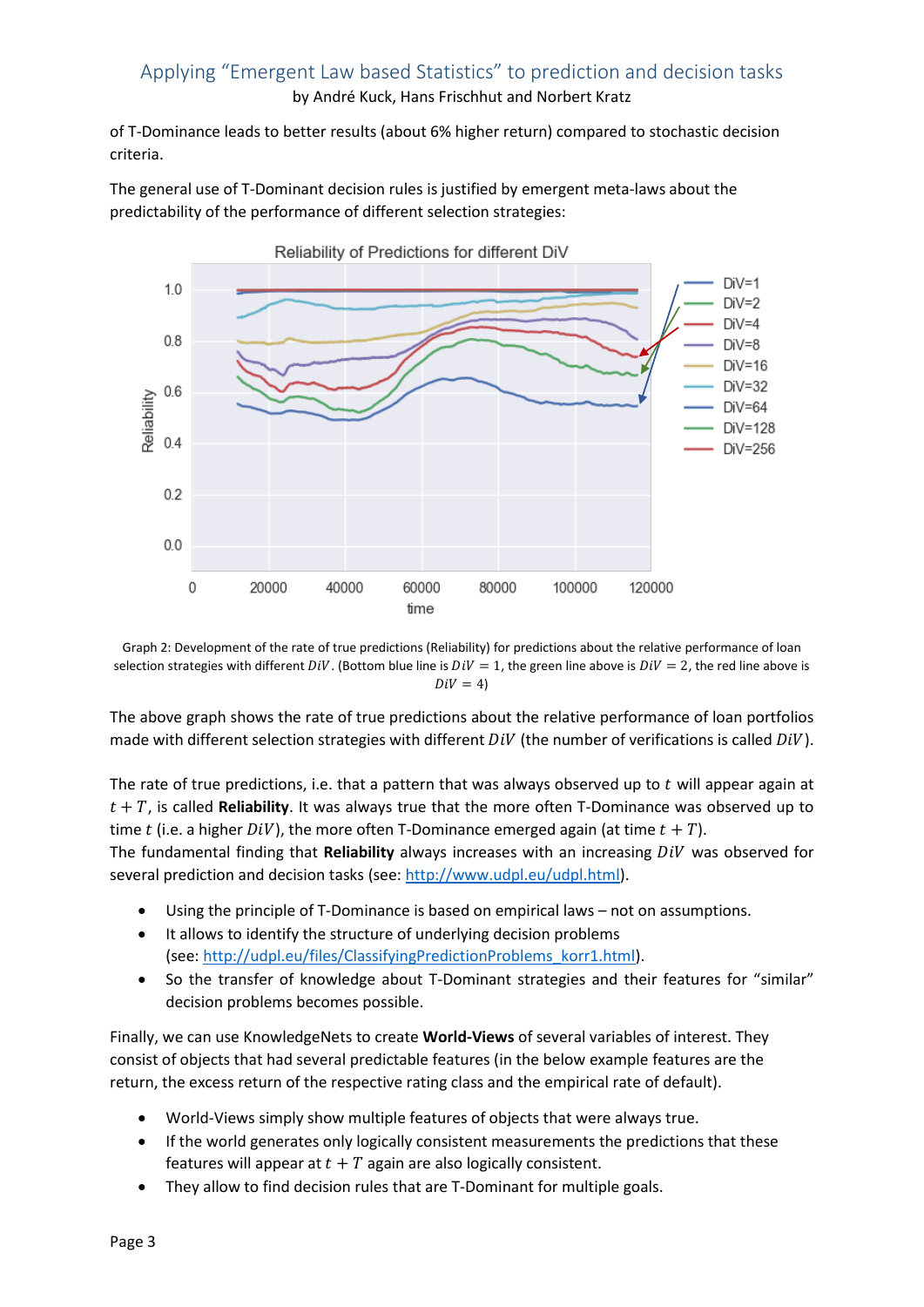of T-Dominance leads to better results (about 6% higher return) compared to stochastic decision criteria.

The general use of T-Dominant decision rules is justified by emergent meta-laws about the predictability of the performance of different selection strategies:

Graph 2: Development of the rate of true predictions (Reliability) for predictions about the relative performance of loan selection strategies with different $DiV$. (Bottom blue line is $DiV = 1$, the green line above is $DiV = 2$, the red line above is $DiV = 4$)

The above graph shows the rate of true predictions about the relative performance of loan portfolios made with different selection strategies with different $DiV$ (the number of verifications is called $DiV$).

The rate of true predictions, i.e. that a pattern that was always observed up to $t$ will appear again at $t + T$, is called **Reliability**. It was always true that the more often T-Dominance was observed up to time $t$ (i.e. a higher $DiV$), the more often T-Dominance emerged again (at time $t + T$).
The fundamental finding that **Reliability** always increases with an increasing $DiV$ was observed for several prediction and decision tasks (see: http://www.udpl.eu/udpl.html).

- Using the principle of T-Dominance is based on empirical laws – not on assumptions.
- It allows to identify the structure of underlying decision problems (see: http://udpl.eu/files/ClassifyingPredictionProblems_korr1.html).
- So the transfer of knowledge about T-Dominant strategies and their features for "similar" decision problems becomes possible.

Finally, we can use KnowledgeNets to create **World-Views** of several variables of interest. They consist of objects that had several predictable features (in the below example features are the return, the excess return of the respective rating class and the empirical rate of default).

- World-Views simply show multiple features of objects that were always true.
- If the world generates only logically consistent measurements the predictions that these features will appear at $t + T$ again are also logically consistent.
- They allow to find decision rules that are T-Dominant for multiple goals.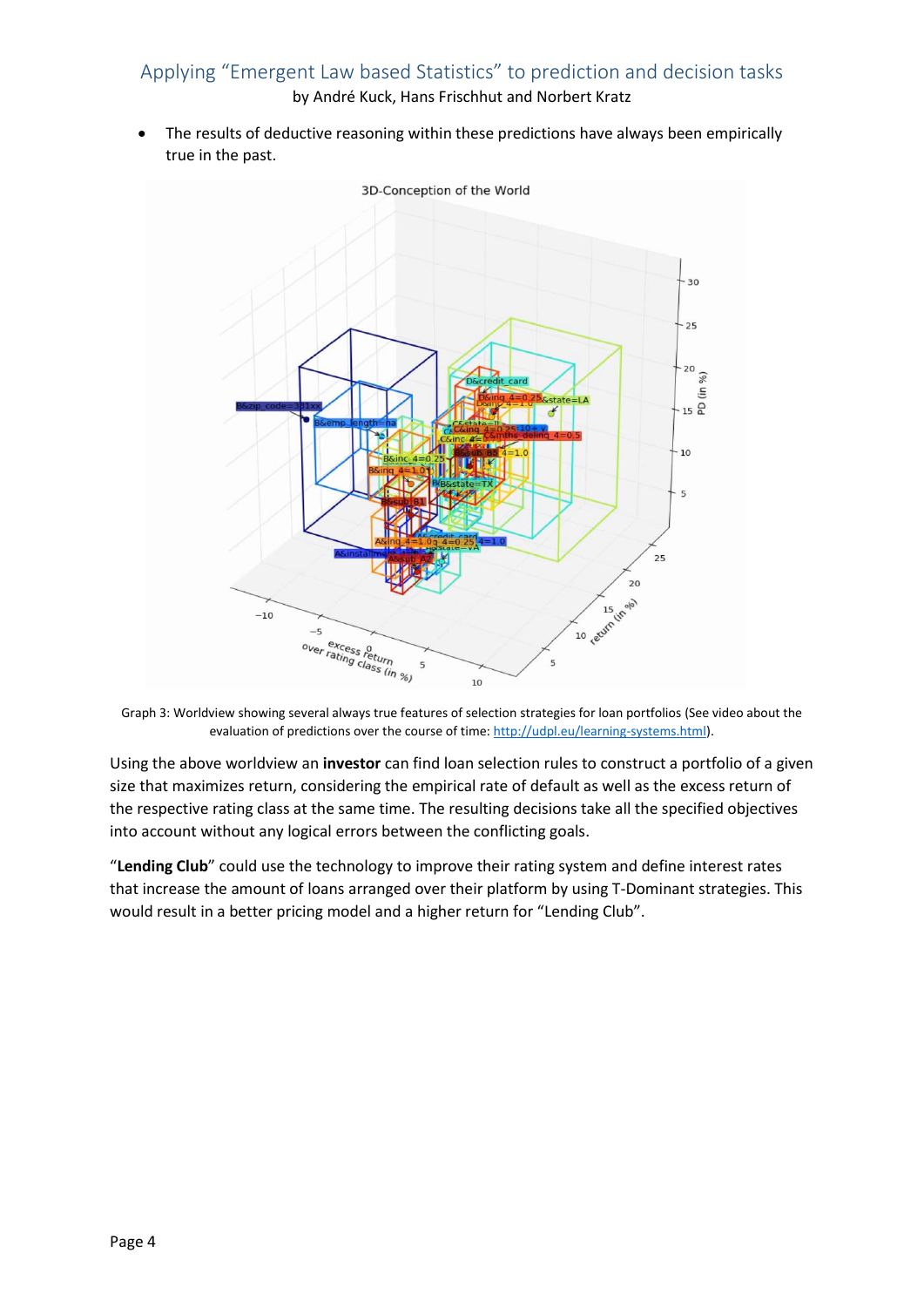- The results of deductive reasoning within these predictions have always been empirically true in the past.

3D-Conception of the World

30
25
20
15
10
5
PD (in %)

25
20
15
10
5
return (in %)

−10
−5
0
5
10
excess return over rating class (in %)

B&zip_code=331xx
B&emp_length=na
D&credit_card
D&inq_4=0.25
&state=LA
C&state=IL
C&inq_4=0.25
C&inc_4=
C&mths_delinq_4=0.5
B&sub_B5
4=1.0
B&inc_4=0.25
B&inq_4=1.0
B&state=TX
B&sub_B1
A&credit_card
A&inq_4=1.0
4=0.25
4=1.0
A&state=VA
A&installment
A&sub_A2

Graph 3: Worldview showing several always true features of selection strategies for loan portfolios (See video about the evaluation of predictions over the course of time: http://udpl.eu/learning-systems.html).

Using the above worldview an **investor** can find loan selection rules to construct a portfolio of a given size that maximizes return, considering the empirical rate of default as well as the excess return of the respective rating class at the same time. The resulting decisions take all the specified objectives into account without any logical errors between the conflicting goals.

"**Lending Club**" could use the technology to improve their rating system and define interest rates that increase the amount of loans arranged over their platform by using T-Dominant strategies. This would result in a better pricing model and a higher return for "Lending Club".